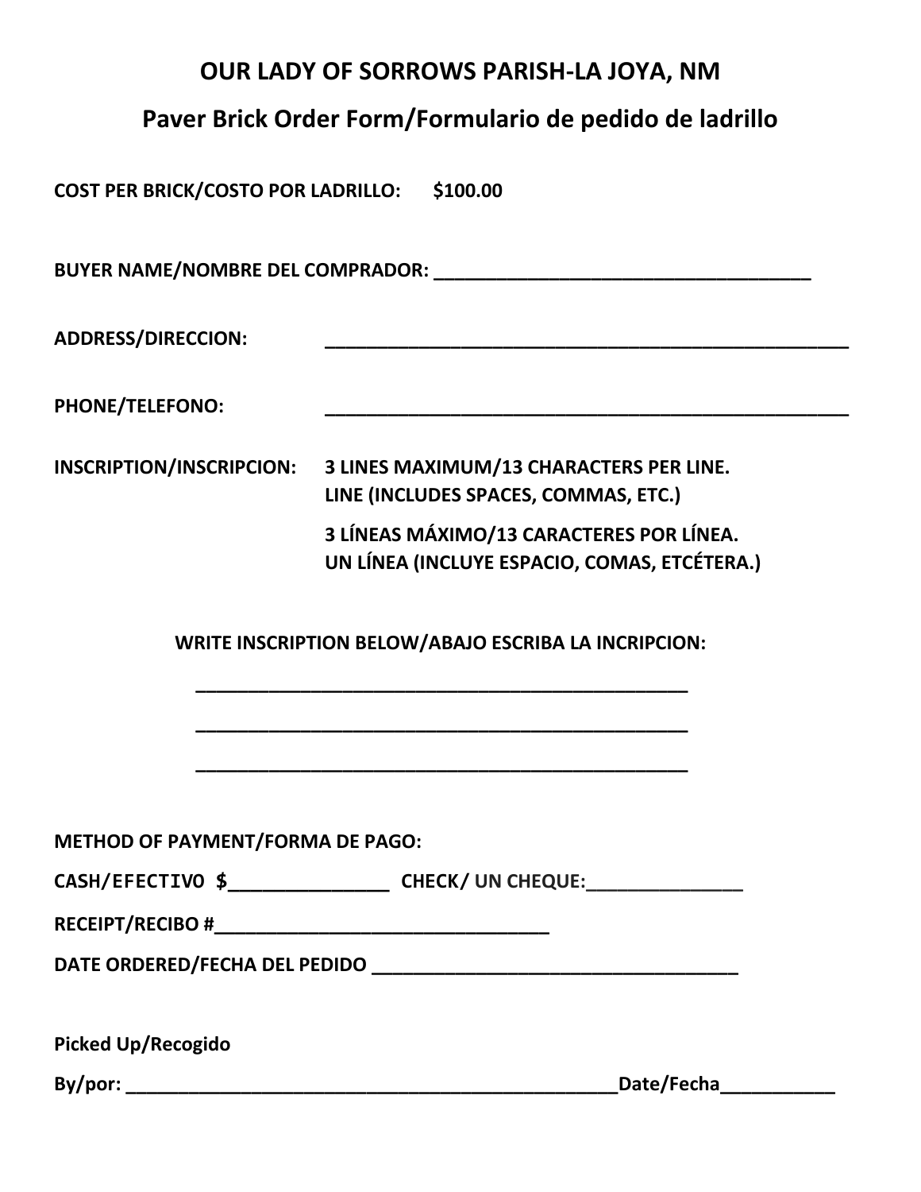# OUR LADY OF SORROWS PARISH-LA JOYA, NM

## Paver Brick Order Form/Formulario de pedido de ladrillo

**COST PER BRICK/COSTO POR LADRILLO:** **$100.00**

**BUYER NAME/NOMBRE DEL COMPRADOR:** ______________________________________

**ADDRESS/DIRECCION:** ______________________________________________________

**PHONE/TELEFONO:** ______________________________________________________

**INSCRIPTION/INSCRIPCION:** **3 LINES MAXIMUM/13 CHARACTERS PER LINE. LINE (INCLUDES SPACES, COMMAS, ETC.)**

**3 LÍNEAS MÁXIMO/13 CARACTERES POR LÍNEA. UN LÍNEA (INCLUYE ESPACIO, COMAS, ETCÉTERA.)**

**WRITE INSCRIPTION BELOW/ABAJO ESCRIBA LA INCRIPCION:**

______________________________________________

______________________________________________

______________________________________________

**METHOD OF PAYMENT/FORMA DE PAGO:**

**CASH/EFECTIVO $**_______________ **CHECK/ UN CHEQUE:**_______________

**RECEIPT/RECIBO #**_________________________________

**DATE ORDERED/FECHA DEL PEDIDO** ___________________________________

**Picked Up/Recogido**

**By/por:** __________________________________________________**Date/Fecha**___________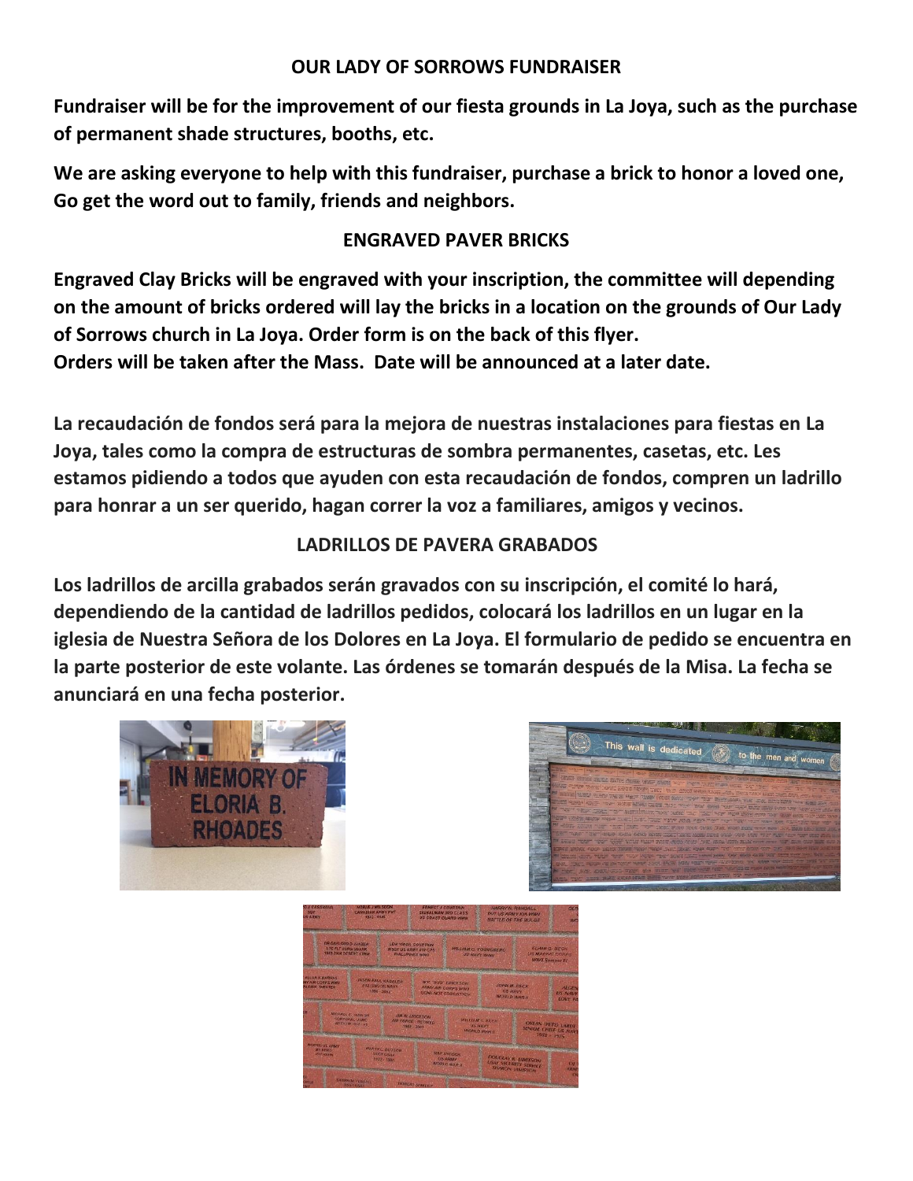## OUR LADY OF SORROWS FUNDRAISER

**Fundraiser will be for the improvement of our fiesta grounds in La Joya, such as the purchase of permanent shade structures, booths, etc.**

**We are asking everyone to help with this fundraiser, purchase a brick to honor a loved one, Go get the word out to family, friends and neighbors.**

## ENGRAVED PAVER BRICKS

**Engraved Clay Bricks will be engraved with your inscription, the committee will depending on the amount of bricks ordered will lay the bricks in a location on the grounds of Our Lady of Sorrows church in La Joya. Order form is on the back of this flyer.**
**Orders will be taken after the Mass. Date will be announced at a later date.**

**La recaudación de fondos será para la mejora de nuestras instalaciones para fiestas en La Joya, tales como la compra de estructuras de sombra permanentes, casetas, etc. Les estamos pidiendo a todos que ayuden con esta recaudación de fondos, compren un ladrillo para honrar a un ser querido, hagan correr la voz a familiares, amigos y vecinos.**

## LADRILLOS DE PAVERA GRABADOS

**Los ladrillos de arcilla grabados serán gravados con su inscripción, el comité lo hará, dependiendo de la cantidad de ladrillos pedidos, colocará los ladrillos en un lugar en la iglesia de Nuestra Señora de los Dolores en La Joya. El formulario de pedido se encuentra en la parte posterior de este volante. Las órdenes se tomarán después de la Misa. La fecha se anunciará en una fecha posterior.**